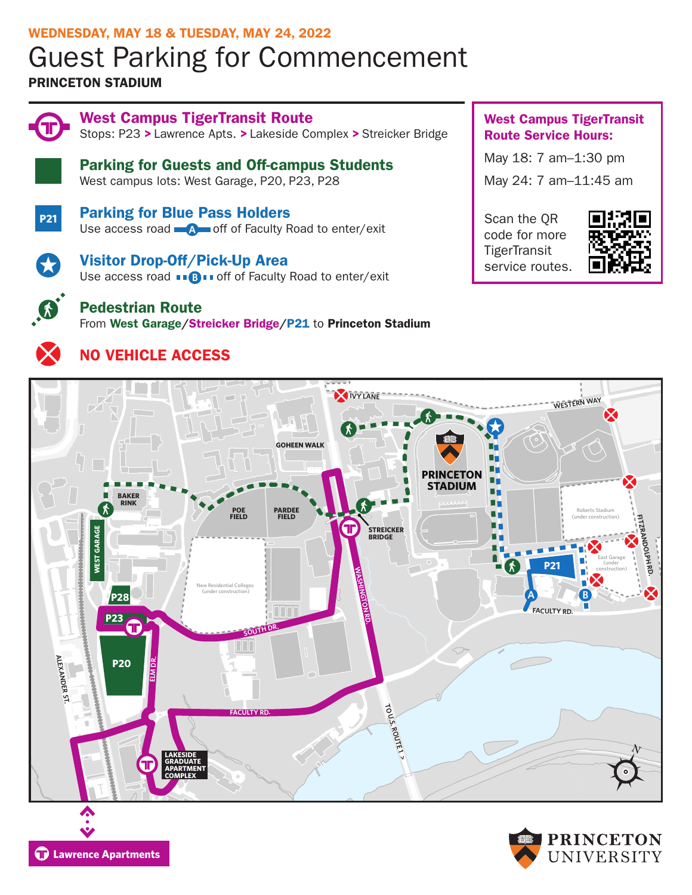WEDNESDAY, MAY 18 & TUESDAY, MAY 24, 2022

# Guest Parking for Commencement

**PRINCETON STADIUM**

## West Campus TigerTransit Route

Stops: P23 > Lawrence Apts. > Lakeside Complex > Streicker Bridge

## Parking for Guests and Off-campus Students

West campus lots: West Garage, P20, P23, P28

## Parking for Blue Pass Holders

P21

Use access road A off of Faculty Road to enter/exit

## Visitor Drop-Off/Pick-Up Area

Use access road B off of Faculty Road to enter/exit

## Pedestrian Route

From **West Garage**/**Streicker Bridge**/**P21** to **Princeton Stadium**

## NO VEHICLE ACCESS

**West Campus TigerTransit Route Service Hours:**

May 18: 7 am–1:30 pm

May 24: 7 am–11:45 am

Scan the QR code for more TigerTransit service routes.

IVY LANE

WESTERN WAY

GOHEEN WALK

PRINCETON STADIUM

BAKER RINK

POE FIELD

PARDEE FIELD

STREICKER BRIDGE

Roberts Stadium (under construction)

FITZRANDOLPH RD.

WEST GARAGE

New Residential Colleges (under construction)

WASHINGTON RD.

P21

East Garage (under construction)

P28

P23

A

B

FACULTY RD.

SOUTH DR.

P20

ALEXANDER ST.

ELM DR.

FACULTY RD.

U.S. ROUTE 1 >

LAKESIDE GRADUATE APARTMENT COMPLEX

N

Lawrence Apartments

PRINCETON UNIVERSITY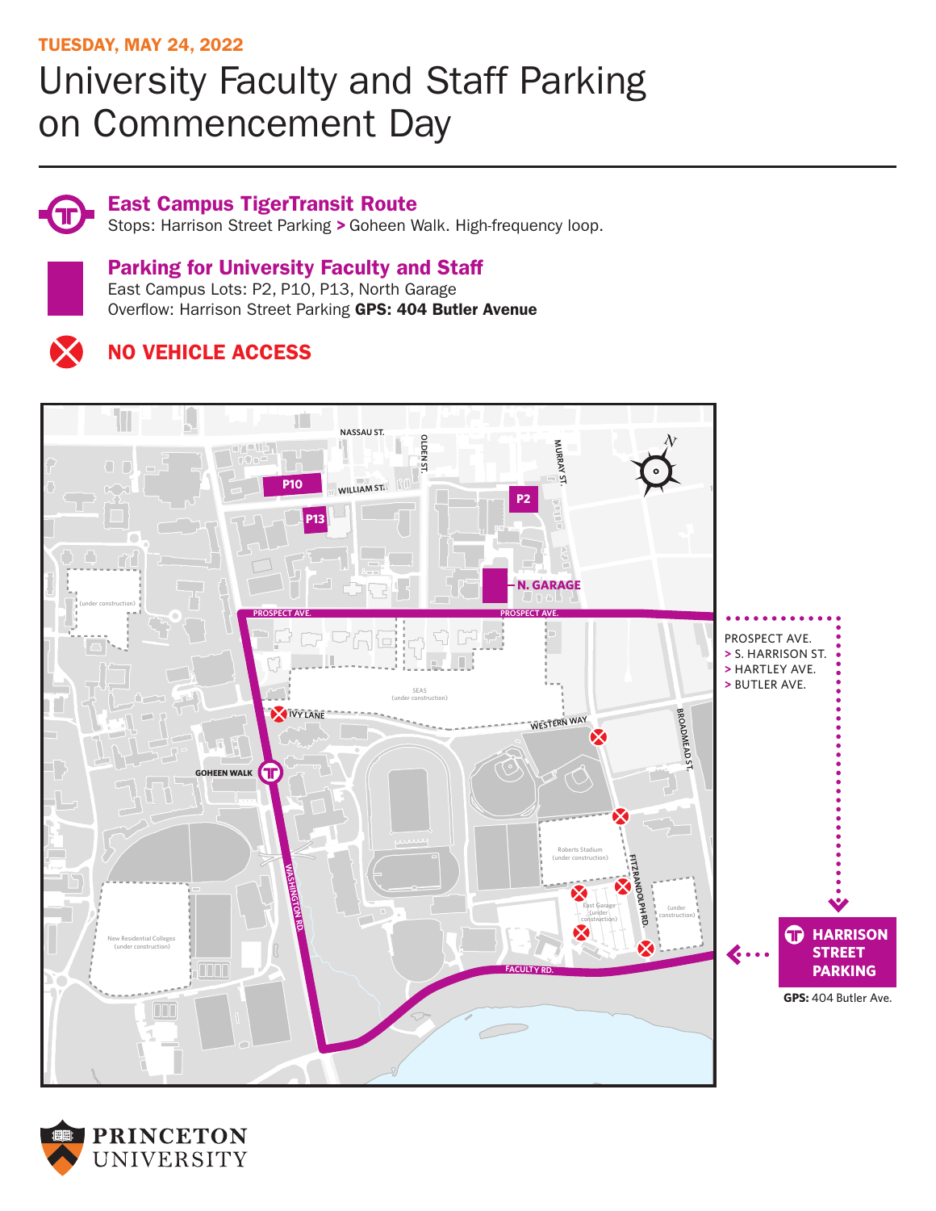TUESDAY, MAY 24, 2022

# University Faculty and Staff Parking on Commencement Day

## East Campus TigerTransit Route

Stops: Harrison Street Parking > Goheen Walk. High-frequency loop.

## Parking for University Faculty and Staff

East Campus Lots: P2, P10, P13, North Garage

Overflow: Harrison Street Parking **GPS: 404 Butler Avenue**

## NO VEHICLE ACCESS

NASSAU ST.
OLDEN ST.
MURRAY ST.
WILLIAM ST.
P10
P13
P2
N. GARAGE
PROSPECT AVE.
PROSPECT AVE.
(under construction)
SEAS (under construction)
IVY LANE
WESTERN WAY
BROADMEAD ST.
GOHEEN WALK
Roberts Stadium (under construction)
FITZRANDOLPH RD.
East Garage (under construction)
(under construction)
WASHINGTON RD.
New Residential Colleges (under construction)
FACULTY RD.

PROSPECT AVE.
> S. HARRISON ST.
> HARTLEY AVE.
> BUTLER AVE.

**HARRISON STREET PARKING**

**GPS:** 404 Butler Ave.

PRINCETON UNIVERSITY